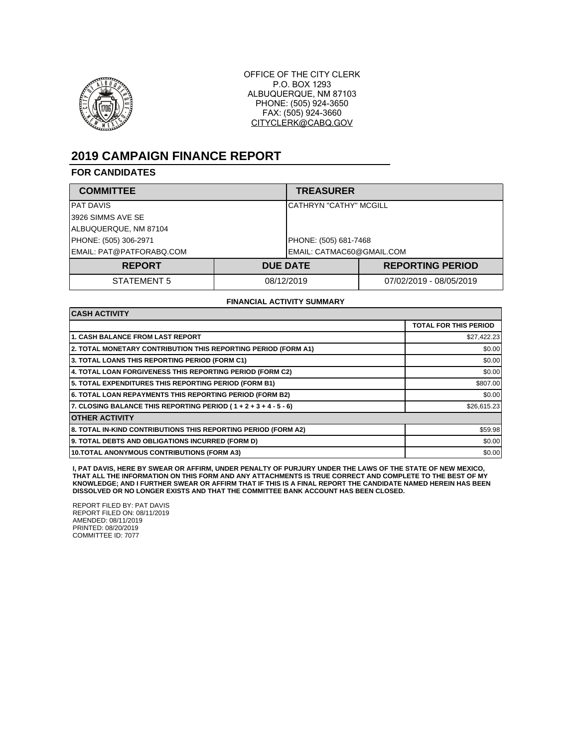OFFICE OF THE CITY CLERK
P.O. BOX 1293
ALBUQUERQUE, NM 87103
PHONE: (505) 924-3650
FAX: (505) 924-3660
CITYCLERK@CABQ.GOV

# 2019 CAMPAIGN FINANCE REPORT

## FOR CANDIDATES

| COMMITTEE | TREASURER |
|---|---|
| PAT DAVIS | CATHRYN "CATHY" MCGILL |
| 3926 SIMMS AVE SE | |
| ALBUQUERQUE, NM 87104 | |
| PHONE: (505) 306-2971 | PHONE: (505) 681-7468 |
| EMAIL: PAT@PATFORABQ.COM | EMAIL: CATMAC60@GMAIL.COM |

| REPORT | DUE DATE | REPORTING PERIOD |
|---|---|---|
| STATEMENT 5 | 08/12/2019 | 07/02/2019 - 08/05/2019 |

**FINANCIAL ACTIVITY SUMMARY**

| CASH ACTIVITY | TOTAL FOR THIS PERIOD |
|---|---|
| 1. CASH BALANCE FROM LAST REPORT | $27,422.23 |
| 2. TOTAL MONETARY CONTRIBUTION THIS REPORTING PERIOD (FORM A1) | $0.00 |
| 3. TOTAL LOANS THIS REPORTING PERIOD (FORM C1) | $0.00 |
| 4. TOTAL LOAN FORGIVENESS THIS REPORTING PERIOD (FORM C2) | $0.00 |
| 5. TOTAL EXPENDITURES THIS REPORTING PERIOD (FORM B1) | $807.00 |
| 6. TOTAL LOAN REPAYMENTS THIS REPORTING PERIOD (FORM B2) | $0.00 |
| 7. CLOSING BALANCE THIS REPORTING PERIOD ( 1 + 2 + 3 + 4 - 5 - 6) | $26,615.23 |
| **OTHER ACTIVITY** | |
| 8. TOTAL IN-KIND CONTRIBUTIONS THIS REPORTING PERIOD (FORM A2) | $59.98 |
| 9. TOTAL DEBTS AND OBLIGATIONS INCURRED (FORM D) | $0.00 |
| 10.TOTAL ANONYMOUS CONTRIBUTIONS (FORM A3) | $0.00 |

**I, PAT DAVIS, HERE BY SWEAR OR AFFIRM, UNDER PENALTY OF PURJURY UNDER THE LAWS OF THE STATE OF NEW MEXICO, THAT ALL THE INFORMATION ON THIS FORM AND ANY ATTACHMENTS IS TRUE CORRECT AND COMPLETE TO THE BEST OF MY KNOWLEDGE; AND I FURTHER SWEAR OR AFFIRM THAT IF THIS IS A FINAL REPORT THE CANDIDATE NAMED HEREIN HAS BEEN DISSOLVED OR NO LONGER EXISTS AND THAT THE COMMITTEE BANK ACCOUNT HAS BEEN CLOSED.**

REPORT FILED BY: PAT DAVIS
REPORT FILED ON: 08/11/2019
AMENDED: 08/11/2019
PRINTED: 08/20/2019
COMMITTEE ID: 7077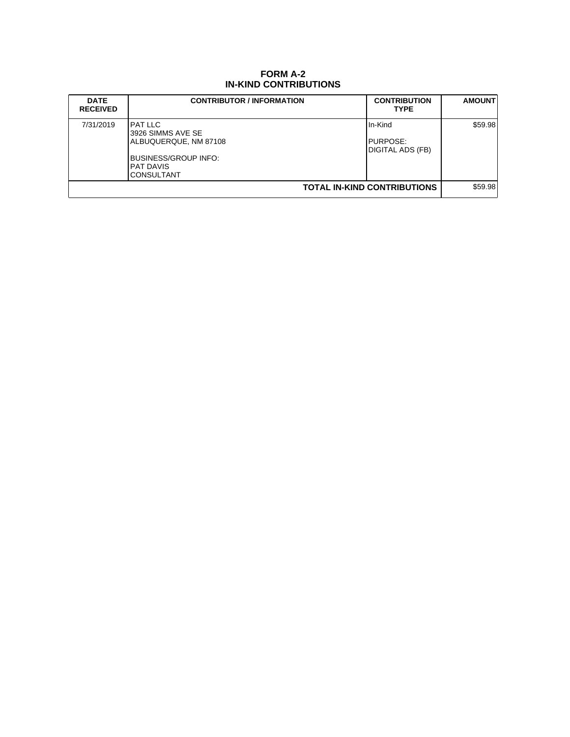# FORM A-2
## IN-KIND CONTRIBUTIONS

| DATE RECEIVED | CONTRIBUTOR / INFORMATION | CONTRIBUTION TYPE | AMOUNT |
|---|---|---|---|
| 7/31/2019 | PAT LLC<br>3926 SIMMS AVE SE<br>ALBUQUERQUE, NM 87108<br><br>BUSINESS/GROUP INFO:<br>PAT DAVIS<br>CONSULTANT | In-Kind<br><br>PURPOSE:<br>DIGITAL ADS (FB) | $59.98 |
| | | **TOTAL IN-KIND CONTRIBUTIONS** | $59.98 |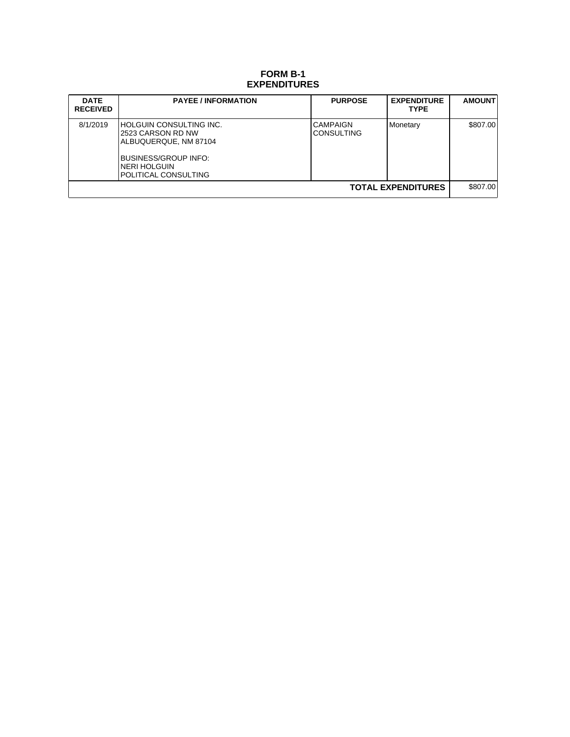# FORM B-1
## EXPENDITURES

| DATE RECEIVED | PAYEE / INFORMATION | PURPOSE | EXPENDITURE TYPE | AMOUNT |
|---|---|---|---|---|
| 8/1/2019 | HOLGUIN CONSULTING INC.<br>2523 CARSON RD NW<br>ALBUQUERQUE, NM 87104<br><br>BUSINESS/GROUP INFO:<br>NERI HOLGUIN<br>POLITICAL CONSULTING | CAMPAIGN CONSULTING | Monetary | \$807.00 |
| | | | **TOTAL EXPENDITURES** | \$807.00 |